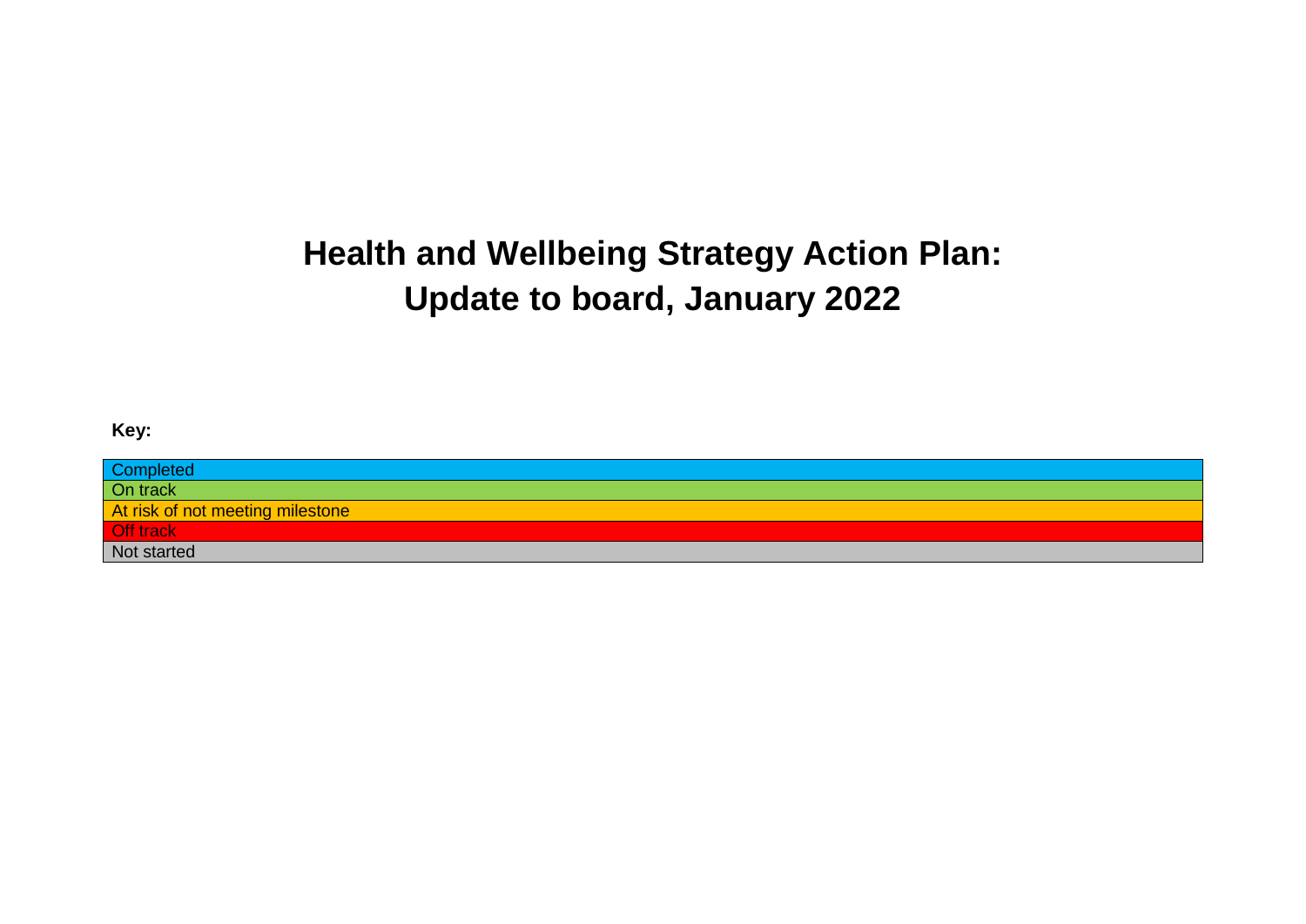# Health and Wellbeing Strategy Action Plan: Update to board, January 2022

**Key:**

| Completed |
|---|
| On track |
| At risk of not meeting milestone |
| Off track |
| Not started |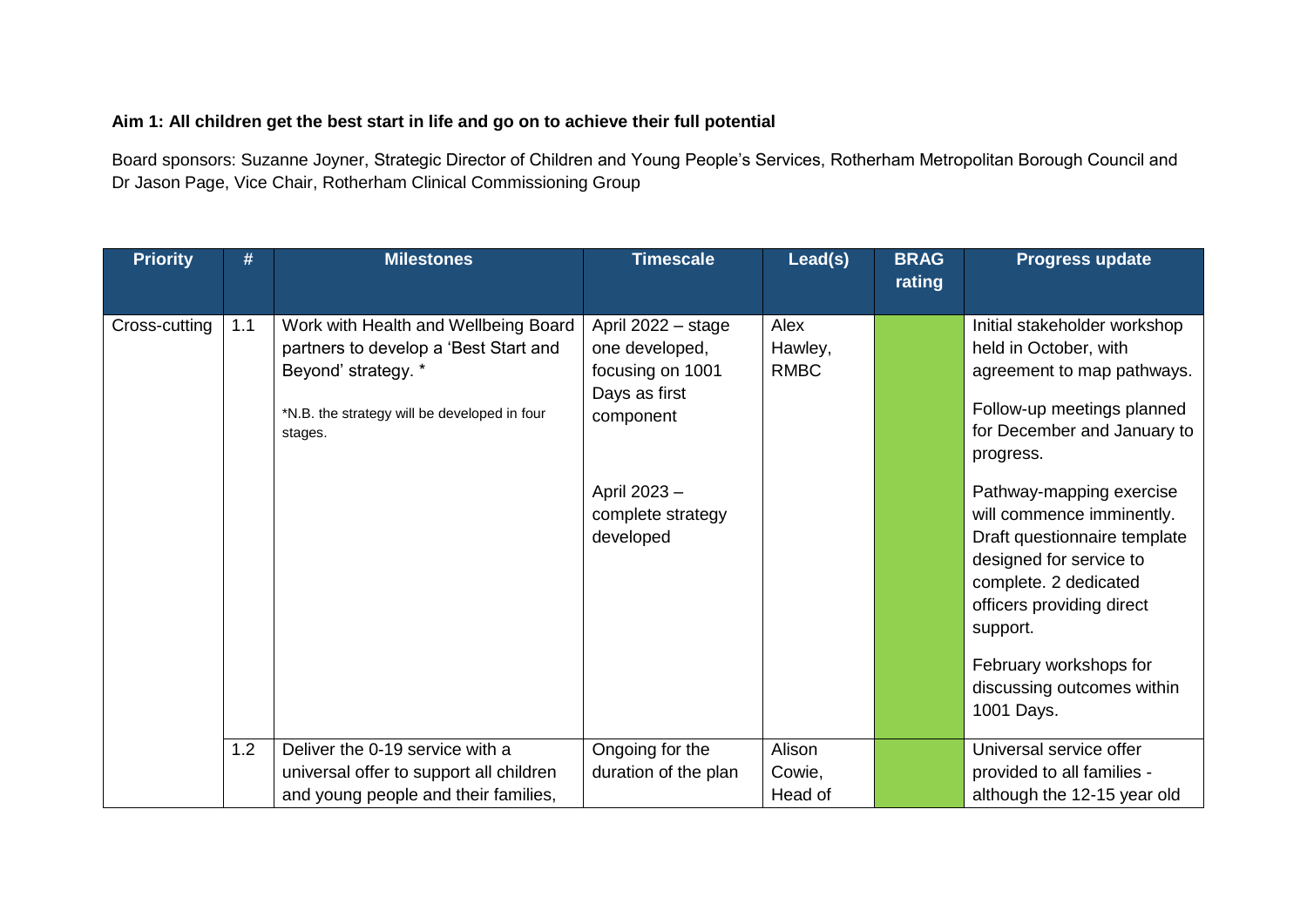**Aim 1: All children get the best start in life and go on to achieve their full potential**

Board sponsors: Suzanne Joyner, Strategic Director of Children and Young People's Services, Rotherham Metropolitan Borough Council and Dr Jason Page, Vice Chair, Rotherham Clinical Commissioning Group

| Priority | # | Milestones | Timescale | Lead(s) | BRAG rating | Progress update |
|---|---|---|---|---|---|---|
| Cross-cutting | 1.1 | Work with Health and Wellbeing Board partners to develop a 'Best Start and Beyond' strategy. * <br><br> *N.B. the strategy will be developed in four stages. | April 2022 – stage one developed, focusing on 1001 Days as first component <br><br> April 2023 – complete strategy developed | Alex Hawley, RMBC | | Initial stakeholder workshop held in October, with agreement to map pathways. <br><br> Follow-up meetings planned for December and January to progress. <br><br> Pathway-mapping exercise will commence imminently. Draft questionnaire template designed for service to complete. 2 dedicated officers providing direct support. <br><br> February workshops for discussing outcomes within 1001 Days. |
| | 1.2 | Deliver the 0-19 service with a universal offer to support all children and young people and their families, | Ongoing for the duration of the plan | Alison Cowie, Head of | | Universal service offer provided to all families - although the 12-15 year old |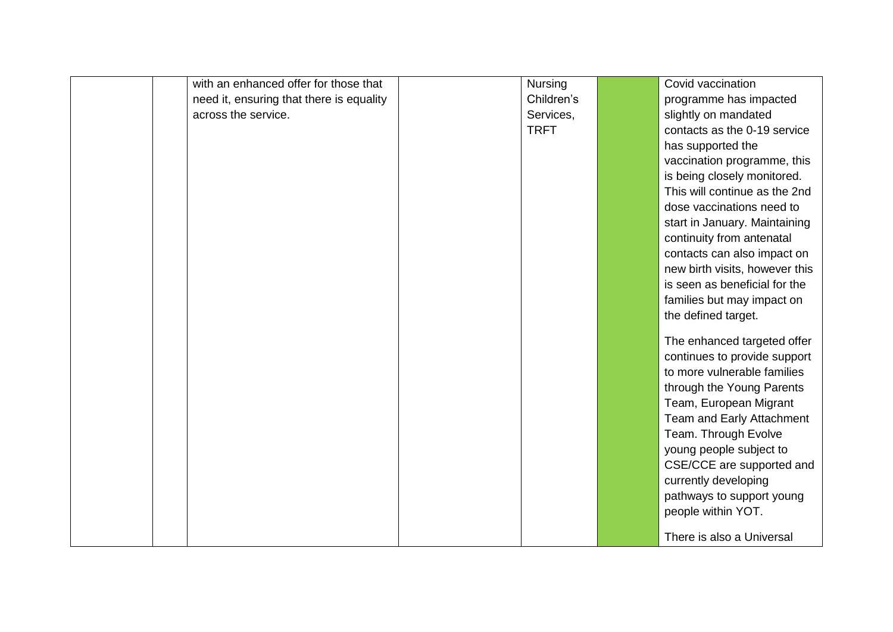| | | | | | | |
|---|---|---|---|---|---|---|
| | | with an enhanced offer for those that need it, ensuring that there is equality across the service. | | Nursing Children's Services, TRFT | | Covid vaccination programme has impacted slightly on mandated contacts as the 0-19 service has supported the vaccination programme, this is being closely monitored. This will continue as the 2nd dose vaccinations need to start in January. Maintaining continuity from antenatal contacts can also impact on new birth visits, however this is seen as beneficial for the families but may impact on the defined target.<br><br>The enhanced targeted offer continues to provide support to more vulnerable families through the Young Parents Team, European Migrant Team and Early Attachment Team. Through Evolve young people subject to CSE/CCE are supported and currently developing pathways to support young people within YOT.<br><br>There is also a Universal |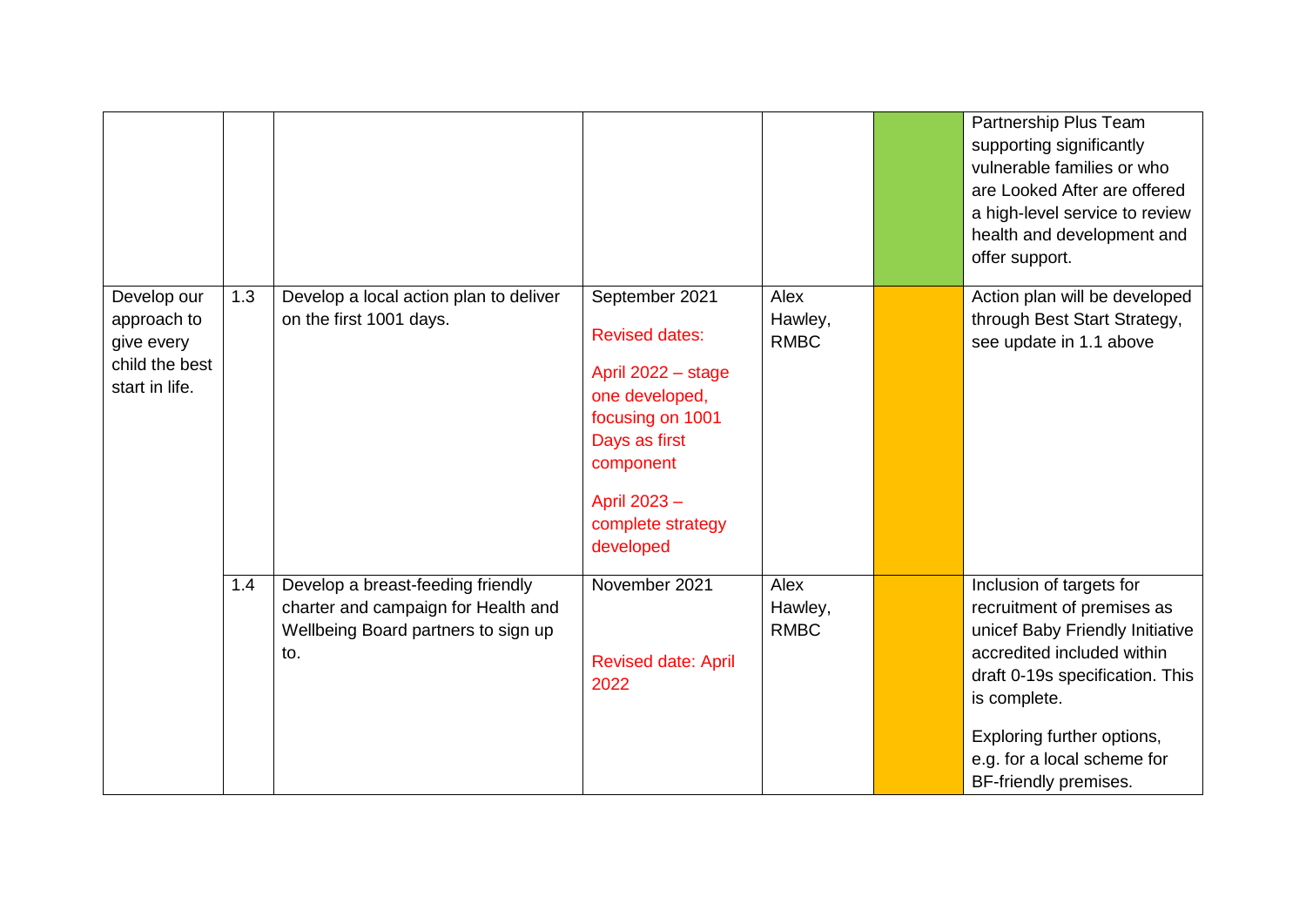| | | | | | | |
|---|---|---|---|---|---|---|
| | | | | | | Partnership Plus Team supporting significantly vulnerable families or who are Looked After are offered a high-level service to review health and development and offer support. |
| Develop our approach to give every child the best start in life. | 1.3 | Develop a local action plan to deliver on the first 1001 days. | September 2021<br><br>Revised dates:<br><br>April 2022 – stage one developed, focusing on 1001 Days as first component<br><br>April 2023 – complete strategy developed | Alex Hawley, RMBC | | Action plan will be developed through Best Start Strategy, see update in 1.1 above |
| | 1.4 | Develop a breast-feeding friendly charter and campaign for Health and Wellbeing Board partners to sign up to. | November 2021<br><br>Revised date: April 2022 | Alex Hawley, RMBC | | Inclusion of targets for recruitment of premises as unicef Baby Friendly Initiative accredited included within draft 0-19s specification. This is complete.<br><br>Exploring further options, e.g. for a local scheme for BF-friendly premises. |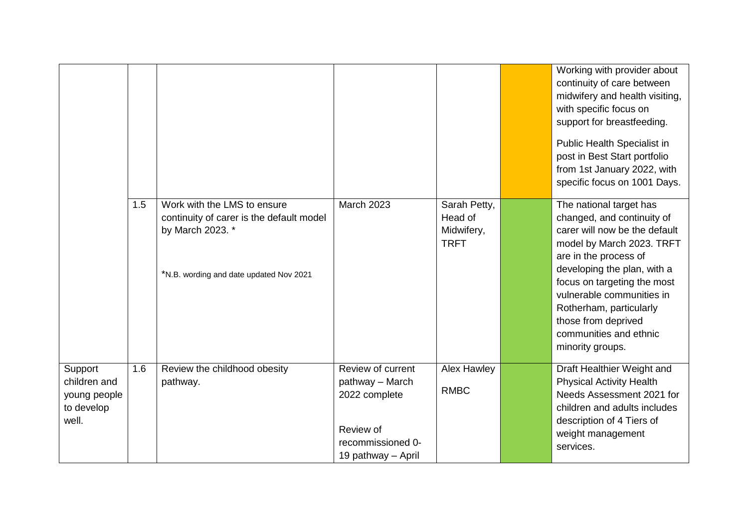|  |  |  |  |  |  |  |
|---|---|---|---|---|---|---|
|  |  |  |  |  |  | Working with provider about continuity of care between midwifery and health visiting, with specific focus on support for breastfeeding.<br><br>Public Health Specialist in post in Best Start portfolio from 1st January 2022, with specific focus on 1001 Days. |
|  | 1.5 | Work with the LMS to ensure continuity of carer is the default model by March 2023. *<br><br>*N.B. wording and date updated Nov 2021 | March 2023 | Sarah Petty, Head of Midwifery, TRFT |  | The national target has changed, and continuity of carer will now be the default model by March 2023. TRFT are in the process of developing the plan, with a focus on targeting the most vulnerable communities in Rotherham, particularly those from deprived communities and ethnic minority groups. |
| Support children and young people to develop well. | 1.6 | Review the childhood obesity pathway. | Review of current pathway – March 2022 complete<br><br>Review of recommissioned 0-19 pathway – April | Alex Hawley<br><br>RMBC |  | Draft Healthier Weight and Physical Activity Health Needs Assessment 2021 for children and adults includes description of 4 Tiers of weight management services. |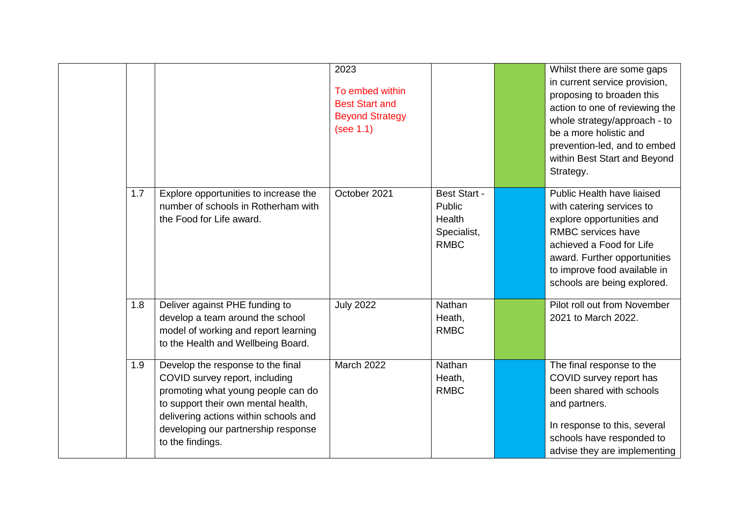|  |  |  | 2023<br><br>To embed within Best Start and Beyond Strategy (see 1.1) |  |  | Whilst there are some gaps in current service provision, proposing to broaden this action to one of reviewing the whole strategy/approach - to be a more holistic and prevention-led, and to embed within Best Start and Beyond Strategy. |
|---|---|---|---|---|---|---|
|  | 1.7 | Explore opportunities to increase the number of schools in Rotherham with the Food for Life award. | October 2021 | Best Start - Public Health Specialist, RMBC |  | Public Health have liaised with catering services to explore opportunities and RMBC services have achieved a Food for Life award. Further opportunities to improve food available in schools are being explored. |
|  | 1.8 | Deliver against PHE funding to develop a team around the school model of working and report learning to the Health and Wellbeing Board. | July 2022 | Nathan Heath, RMBC |  | Pilot roll out from November 2021 to March 2022. |
|  | 1.9 | Develop the response to the final COVID survey report, including promoting what young people can do to support their own mental health, delivering actions within schools and developing our partnership response to the findings. | March 2022 | Nathan Heath, RMBC |  | The final response to the COVID survey report has been shared with schools and partners.<br><br>In response to this, several schools have responded to advise they are implementing |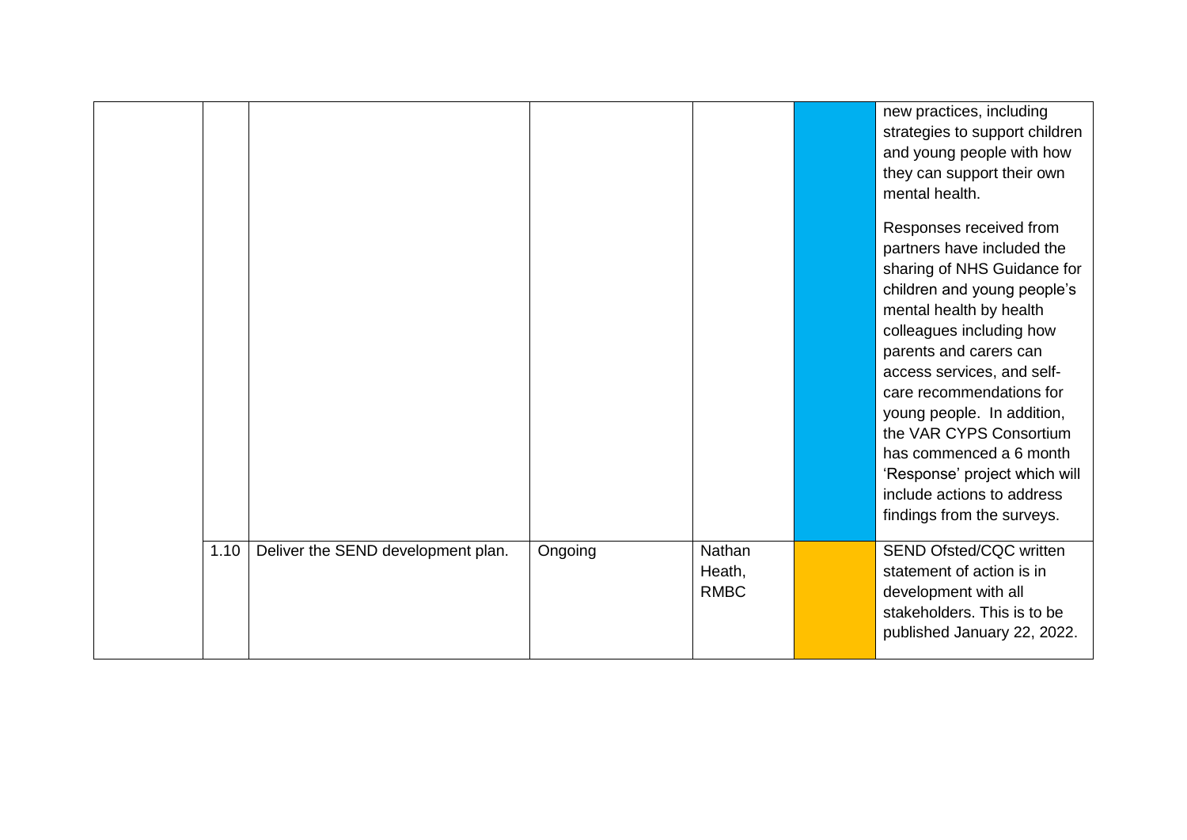| | | | | | | |
|---|---|---|---|---|---|---|
| | | | | | | new practices, including strategies to support children and young people with how they can support their own mental health.<br><br>Responses received from partners have included the sharing of NHS Guidance for children and young people's mental health by health colleagues including how parents and carers can access services, and self-care recommendations for young people. In addition, the VAR CYPS Consortium has commenced a 6 month 'Response' project which will include actions to address findings from the surveys. |
| | 1.10 | Deliver the SEND development plan. | Ongoing | Nathan Heath, RMBC | | SEND Ofsted/CQC written statement of action is in development with all stakeholders. This is to be published January 22, 2022. |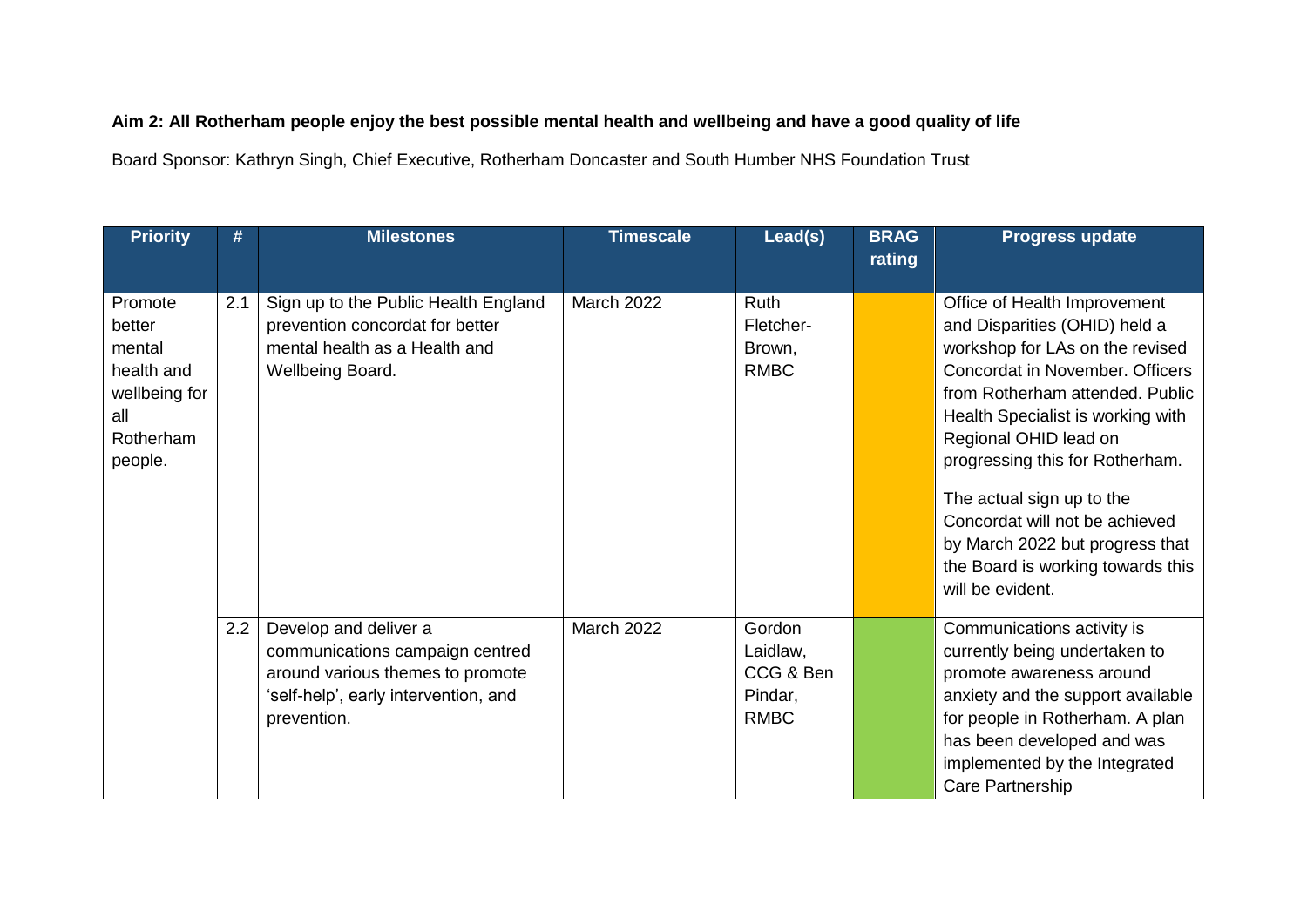**Aim 2: All Rotherham people enjoy the best possible mental health and wellbeing and have a good quality of life**

Board Sponsor: Kathryn Singh, Chief Executive, Rotherham Doncaster and South Humber NHS Foundation Trust

| Priority | # | Milestones | Timescale | Lead(s) | BRAG rating | Progress update |
|---|---|---|---|---|---|---|
| Promote better mental health and wellbeing for all Rotherham people. | 2.1 | Sign up to the Public Health England prevention concordat for better mental health as a Health and Wellbeing Board. | March 2022 | Ruth Fletcher-Brown, RMBC | | Office of Health Improvement and Disparities (OHID) held a workshop for LAs on the revised Concordat in November. Officers from Rotherham attended. Public Health Specialist is working with Regional OHID lead on progressing this for Rotherham.<br><br>The actual sign up to the Concordat will not be achieved by March 2022 but progress that the Board is working towards this will be evident. |
| | 2.2 | Develop and deliver a communications campaign centred around various themes to promote 'self-help', early intervention, and prevention. | March 2022 | Gordon Laidlaw, CCG & Ben Pindar, RMBC | | Communications activity is currently being undertaken to promote awareness around anxiety and the support available for people in Rotherham. A plan has been developed and was implemented by the Integrated Care Partnership |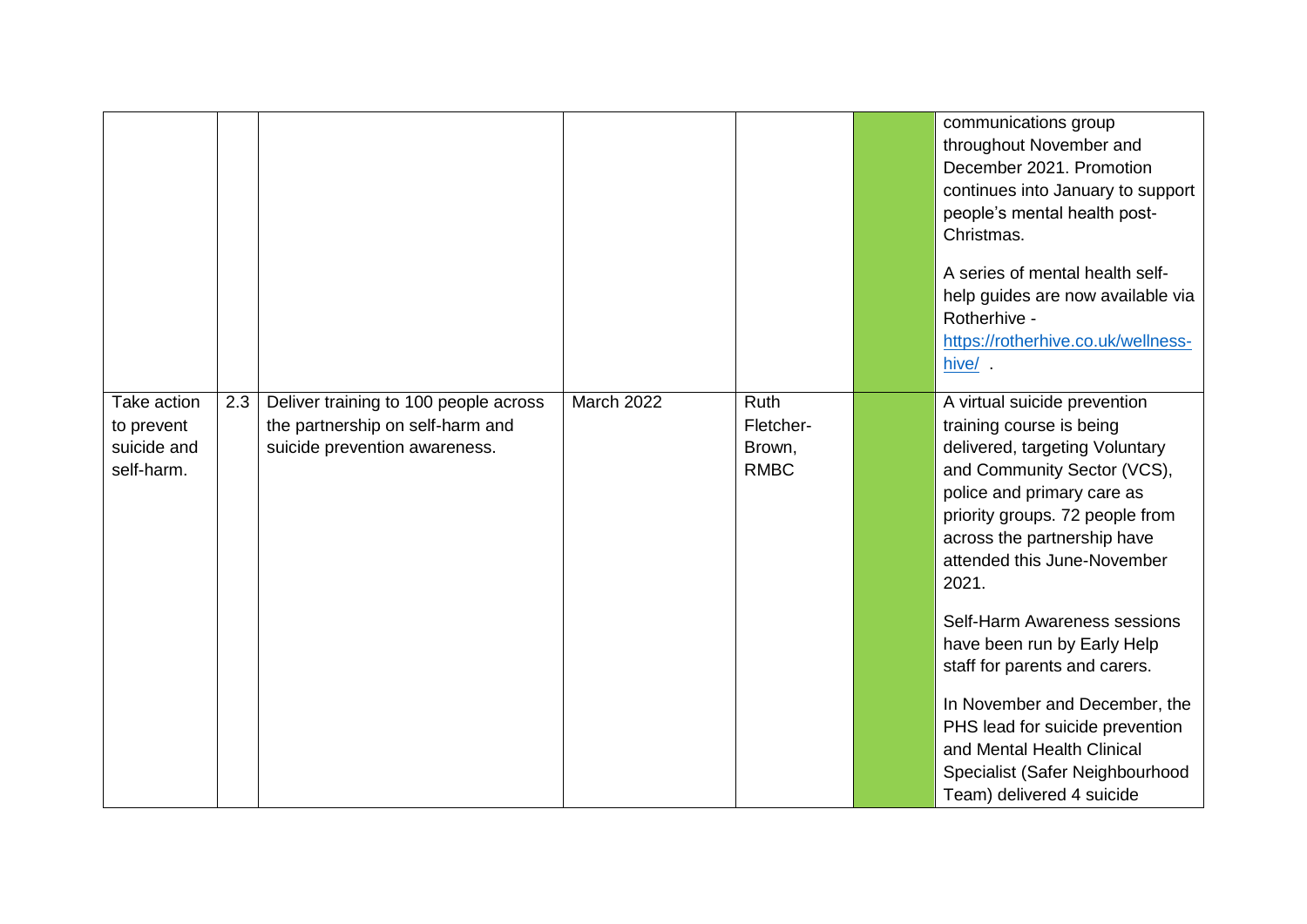| | | | | | | |
|---|---|---|---|---|---|---|
| | | | | | | communications group throughout November and December 2021. Promotion continues into January to support people's mental health post-Christmas.<br><br>A series of mental health self-help guides are now available via Rotherhive - https://rotherhive.co.uk/wellness-hive/ . |
| Take action to prevent suicide and self-harm. | 2.3 | Deliver training to 100 people across the partnership on self-harm and suicide prevention awareness. | March 2022 | Ruth Fletcher-Brown, RMBC | | A virtual suicide prevention training course is being delivered, targeting Voluntary and Community Sector (VCS), police and primary care as priority groups. 72 people from across the partnership have attended this June-November 2021.<br><br>Self-Harm Awareness sessions have been run by Early Help staff for parents and carers.<br><br>In November and December, the PHS lead for suicide prevention and Mental Health Clinical Specialist (Safer Neighbourhood Team) delivered 4 suicide |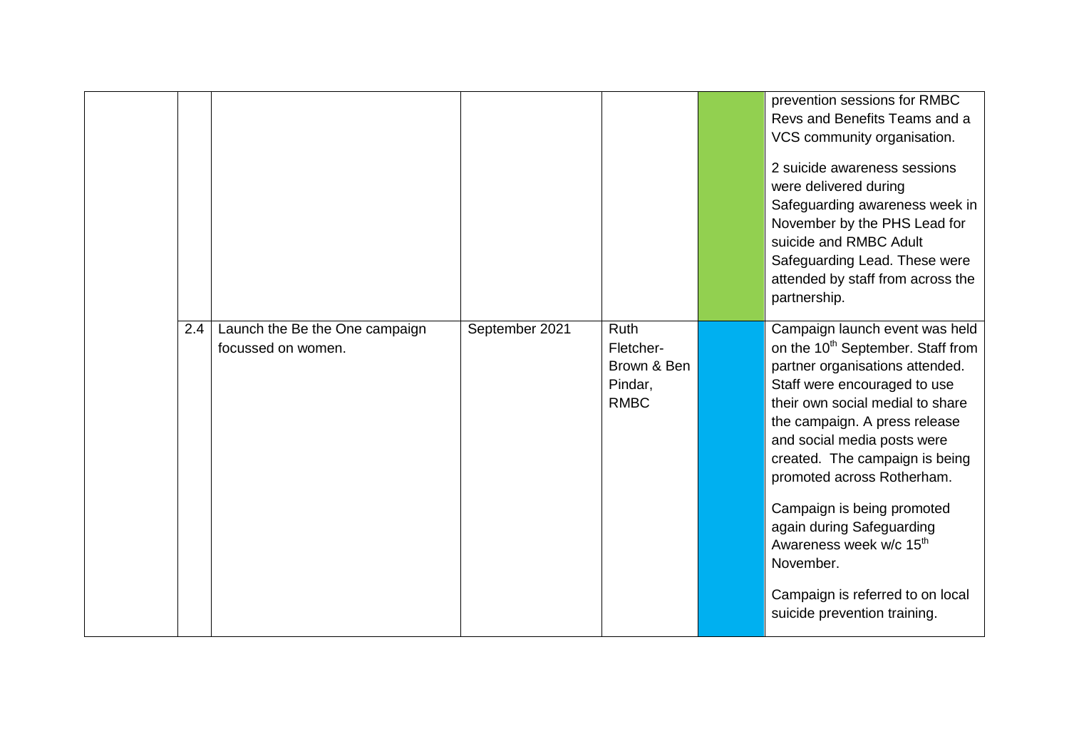| | | | | | | |
|---|---|---|---|---|---|---|
| | | | | | | prevention sessions for RMBC Revs and Benefits Teams and a VCS community organisation.<br><br>2 suicide awareness sessions were delivered during Safeguarding awareness week in November by the PHS Lead for suicide and RMBC Adult Safeguarding Lead. These were attended by staff from across the partnership. |
| | 2.4 | Launch the Be the One campaign focussed on women. | September 2021 | Ruth Fletcher-Brown & Ben Pindar, RMBC | | Campaign launch event was held on the 10th September. Staff from partner organisations attended. Staff were encouraged to use their own social medial to share the campaign. A press release and social media posts were created. The campaign is being promoted across Rotherham.<br><br>Campaign is being promoted again during Safeguarding Awareness week w/c 15th November.<br><br>Campaign is referred to on local suicide prevention training. |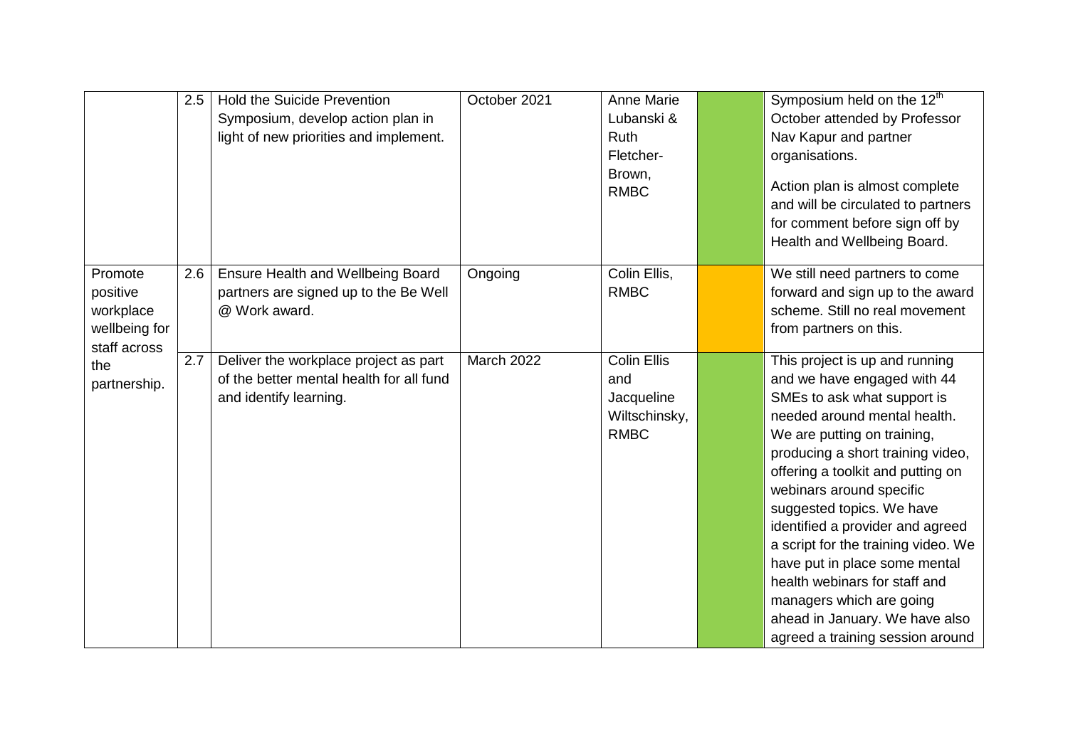| | | | | | | |
|---|---|---|---|---|---|---|
| | 2.5 | Hold the Suicide Prevention Symposium, develop action plan in light of new priorities and implement. | October 2021 | Anne Marie Lubanski & Ruth Fletcher-Brown, RMBC | | Symposium held on the 12th October attended by Professor Nav Kapur and partner organisations.<br><br>Action plan is almost complete and will be circulated to partners for comment before sign off by Health and Wellbeing Board. |
| Promote positive workplace wellbeing for staff across the partnership. | 2.6 | Ensure Health and Wellbeing Board partners are signed up to the Be Well @ Work award. | Ongoing | Colin Ellis, RMBC | | We still need partners to come forward and sign up to the award scheme. Still no real movement from partners on this. |
| | 2.7 | Deliver the workplace project as part of the better mental health for all fund and identify learning. | March 2022 | Colin Ellis and Jacqueline Wiltschinsky, RMBC | | This project is up and running and we have engaged with 44 SMEs to ask what support is needed around mental health. We are putting on training, producing a short training video, offering a toolkit and putting on webinars around specific suggested topics. We have identified a provider and agreed a script for the training video. We have put in place some mental health webinars for staff and managers which are going ahead in January. We have also agreed a training session around |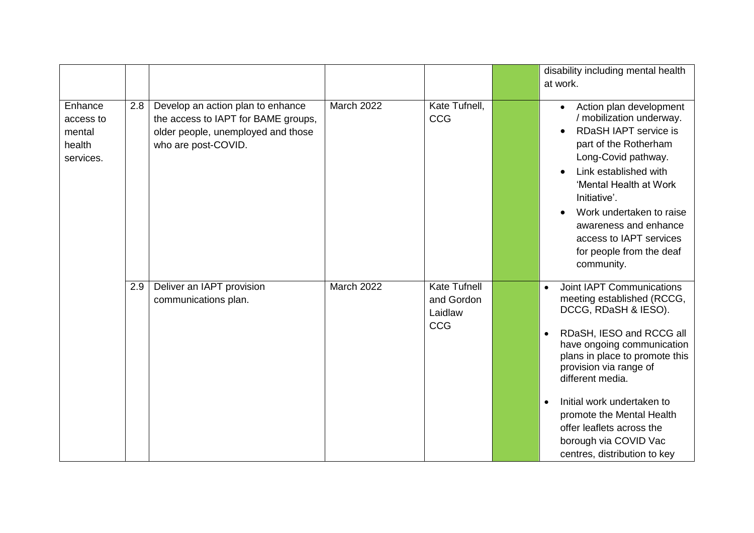| | | | | | | |
|---|---|---|---|---|---|---|
| | | | | | | disability including mental health at work. |
| Enhance access to mental health services. | 2.8 | Develop an action plan to enhance the access to IAPT for BAME groups, older people, unemployed and those who are post-COVID. | March 2022 | Kate Tufnell, CCG | | • Action plan development / mobilization underway.<br>• RDaSH IAPT service is part of the Rotherham Long-Covid pathway.<br>• Link established with 'Mental Health at Work Initiative'.<br>• Work undertaken to raise awareness and enhance access to IAPT services for people from the deaf community. |
| | 2.9 | Deliver an IAPT provision communications plan. | March 2022 | Kate Tufnell and Gordon Laidlaw CCG | | • Joint IAPT Communications meeting established (RCCG, DCCG, RDaSH & IESO).<br>• RDaSH, IESO and RCCG all have ongoing communication plans in place to promote this provision via range of different media.<br>• Initial work undertaken to promote the Mental Health offer leaflets across the borough via COVID Vac centres, distribution to key |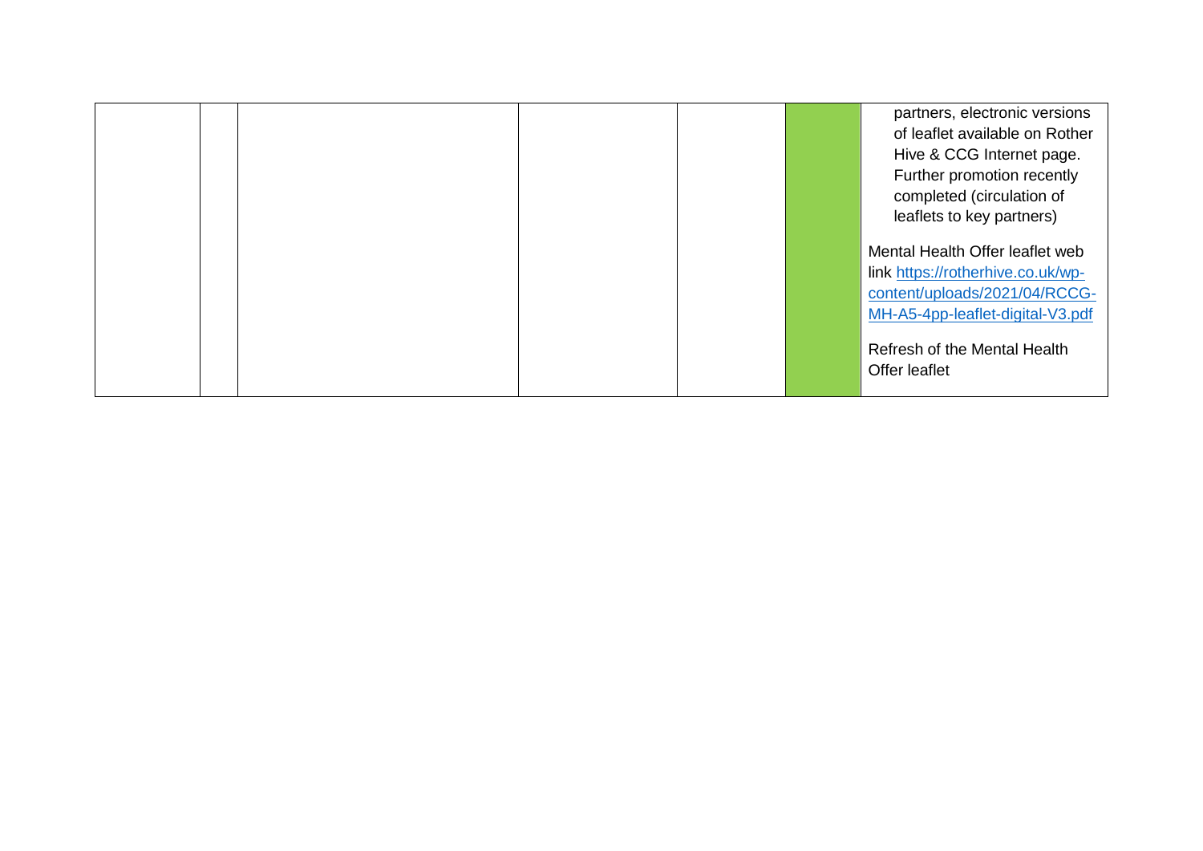| | | | | | | |
|---|---|---|---|---|---|---|
| | | | | | | partners, electronic versions of leaflet available on Rother Hive & CCG Internet page. Further promotion recently completed (circulation of leaflets to key partners)<br><br>Mental Health Offer leaflet web link https://rotherhive.co.uk/wp-content/uploads/2021/04/RCCG-MH-A5-4pp-leaflet-digital-V3.pdf<br><br>Refresh of the Mental Health Offer leaflet |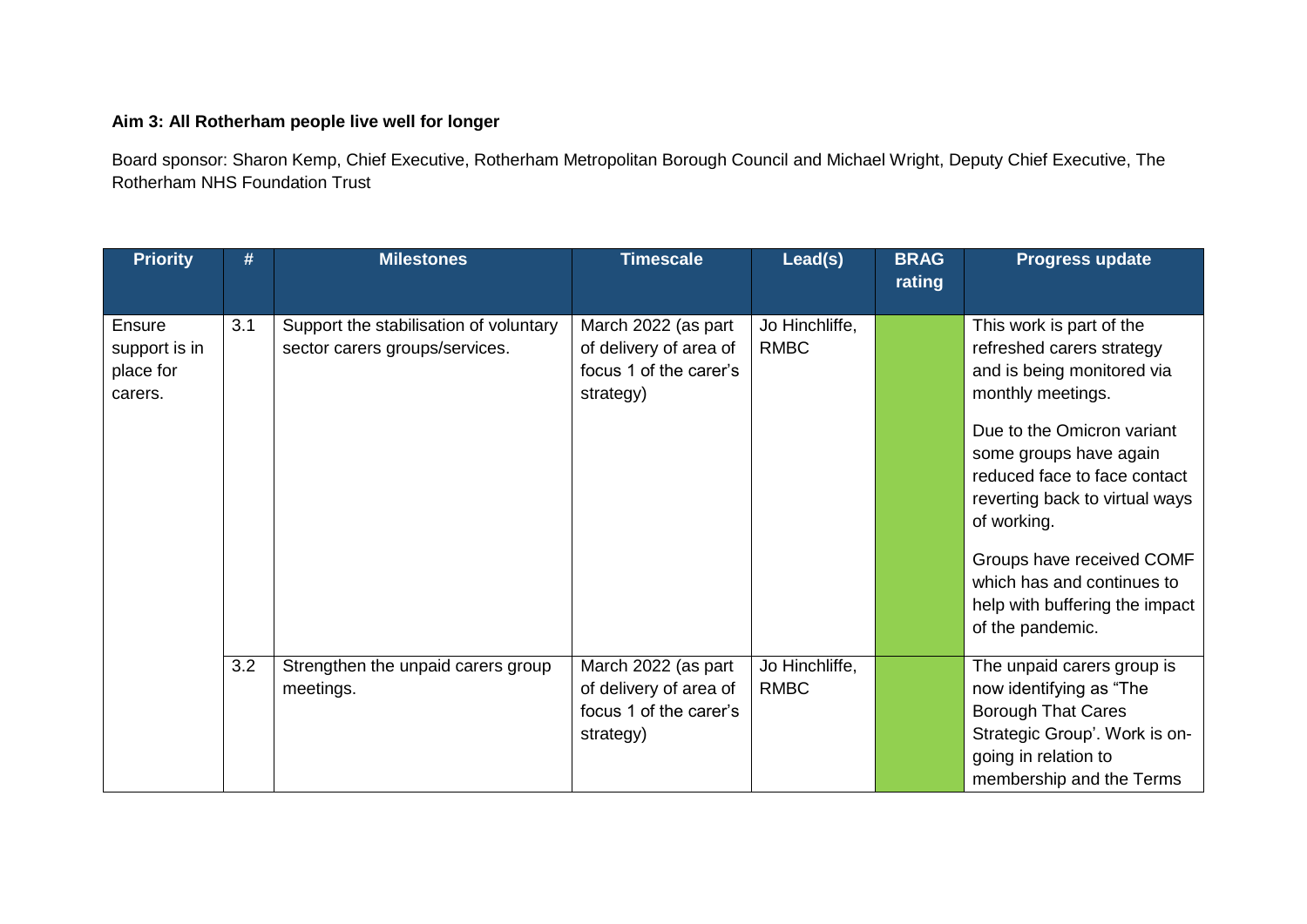**Aim 3: All Rotherham people live well for longer**

Board sponsor: Sharon Kemp, Chief Executive, Rotherham Metropolitan Borough Council and Michael Wright, Deputy Chief Executive, The Rotherham NHS Foundation Trust

| Priority | # | Milestones | Timescale | Lead(s) | BRAG rating | Progress update |
|---|---|---|---|---|---|---|
| Ensure support is in place for carers. | 3.1 | Support the stabilisation of voluntary sector carers groups/services. | March 2022 (as part of delivery of area of focus 1 of the carer's strategy) | Jo Hinchliffe, RMBC | | This work is part of the refreshed carers strategy and is being monitored via monthly meetings.<br><br>Due to the Omicron variant some groups have again reduced face to face contact reverting back to virtual ways of working.<br><br>Groups have received COMF which has and continues to help with buffering the impact of the pandemic. |
| | 3.2 | Strengthen the unpaid carers group meetings. | March 2022 (as part of delivery of area of focus 1 of the carer's strategy) | Jo Hinchliffe, RMBC | | The unpaid carers group is now identifying as "The Borough That Cares Strategic Group'. Work is on-going in relation to membership and the Terms |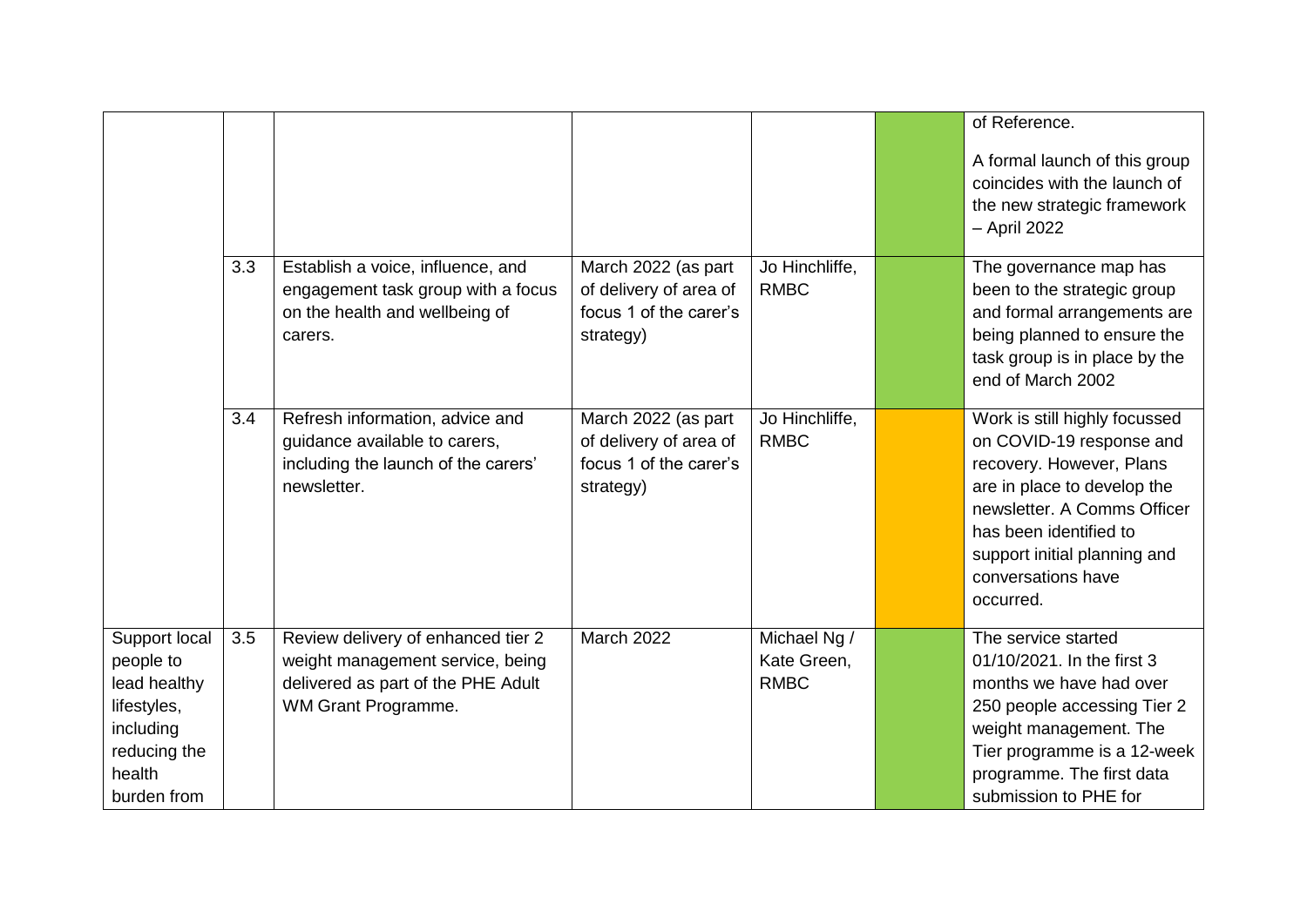| | | | | | | |
|---|---|---|---|---|---|---|
| | | | | | | of Reference.<br><br>A formal launch of this group coincides with the launch of the new strategic framework – April 2022 |
| | 3.3 | Establish a voice, influence, and engagement task group with a focus on the health and wellbeing of carers. | March 2022 (as part of delivery of area of focus 1 of the carer's strategy) | Jo Hinchliffe, RMBC | | The governance map has been to the strategic group and formal arrangements are being planned to ensure the task group is in place by the end of March 2002 |
| | 3.4 | Refresh information, advice and guidance available to carers, including the launch of the carers' newsletter. | March 2022 (as part of delivery of area of focus 1 of the carer's strategy) | Jo Hinchliffe, RMBC | | Work is still highly focussed on COVID-19 response and recovery. However, Plans are in place to develop the newsletter. A Comms Officer has been identified to support initial planning and conversations have occurred. |
| Support local people to lead healthy lifestyles, including reducing the health burden from | 3.5 | Review delivery of enhanced tier 2 weight management service, being delivered as part of the PHE Adult WM Grant Programme. | March 2022 | Michael Ng / Kate Green, RMBC | | The service started 01/10/2021. In the first 3 months we have had over 250 people accessing Tier 2 weight management. The Tier programme is a 12-week programme. The first data submission to PHE for |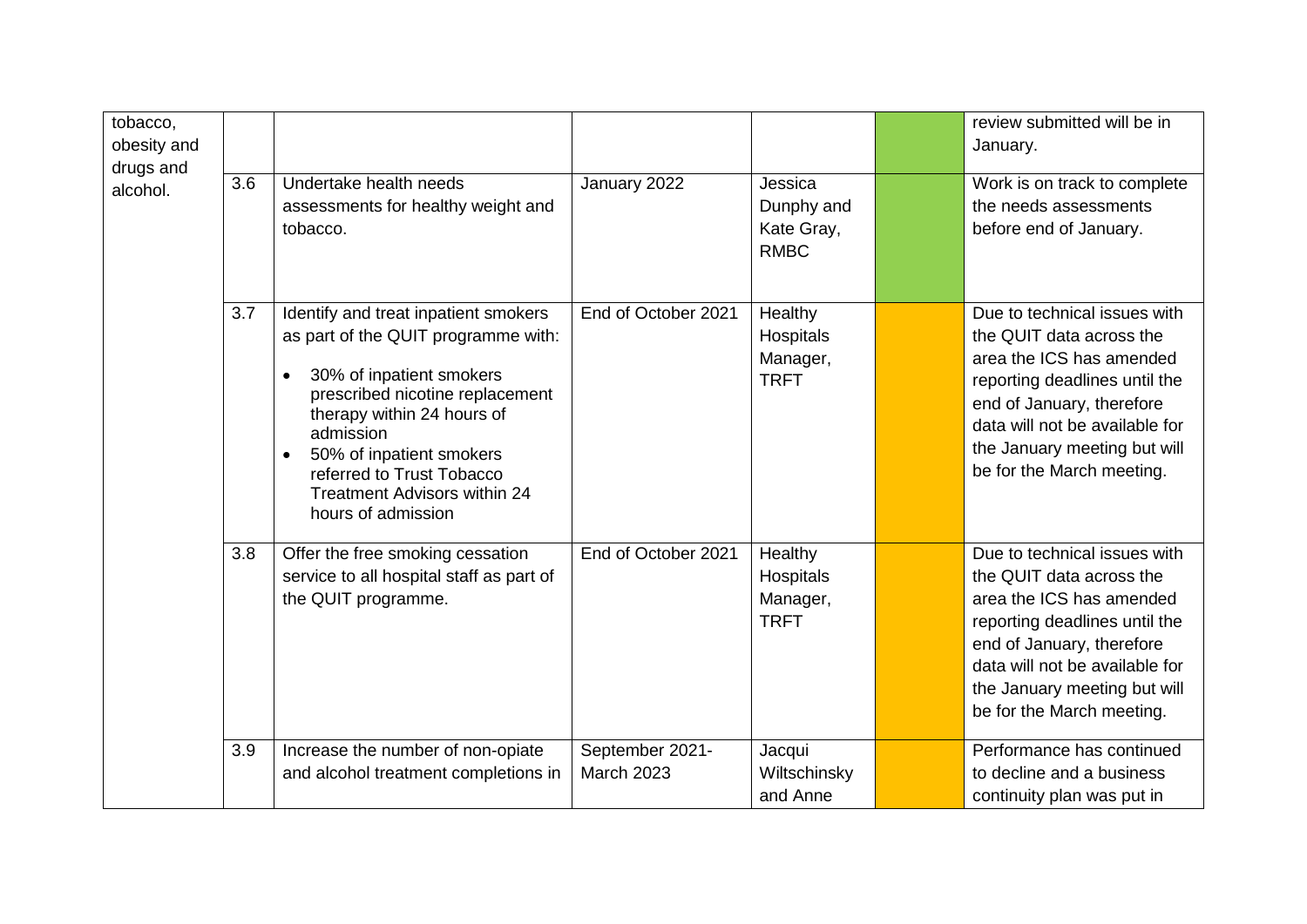| | | | | | | |
|---|---|---|---|---|---|---|
| tobacco, obesity and drugs and alcohol. | | | | | | review submitted will be in January. |
| | 3.6 | Undertake health needs assessments for healthy weight and tobacco. | January 2022 | Jessica Dunphy and Kate Gray, RMBC | | Work is on track to complete the needs assessments before end of January. |
| | 3.7 | Identify and treat inpatient smokers as part of the QUIT programme with:<br>• 30% of inpatient smokers prescribed nicotine replacement therapy within 24 hours of admission<br>• 50% of inpatient smokers referred to Trust Tobacco Treatment Advisors within 24 hours of admission | End of October 2021 | Healthy Hospitals Manager, TRFT | | Due to technical issues with the QUIT data across the area the ICS has amended reporting deadlines until the end of January, therefore data will not be available for the January meeting but will be for the March meeting. |
| | 3.8 | Offer the free smoking cessation service to all hospital staff as part of the QUIT programme. | End of October 2021 | Healthy Hospitals Manager, TRFT | | Due to technical issues with the QUIT data across the area the ICS has amended reporting deadlines until the end of January, therefore data will not be available for the January meeting but will be for the March meeting. |
| | 3.9 | Increase the number of non-opiate and alcohol treatment completions in | September 2021-March 2023 | Jacqui Wiltschinsky and Anne | | Performance has continued to decline and a business continuity plan was put in |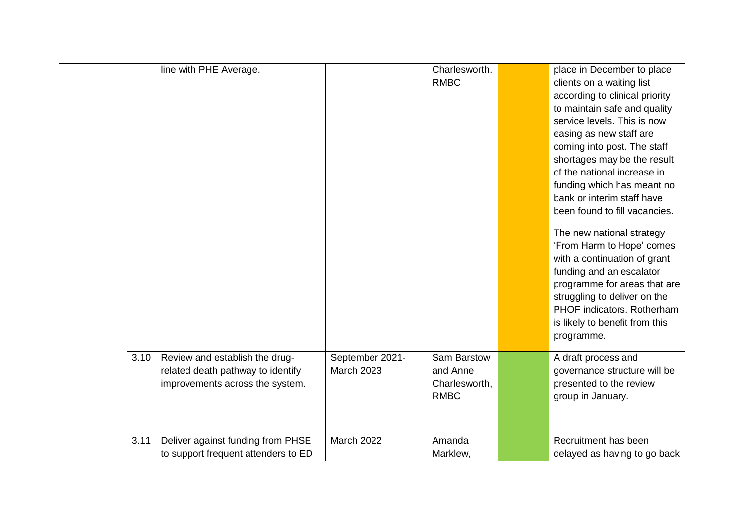|  |  |  |  |  |  |  |
|---|---|---|---|---|---|---|
|  |  | line with PHE Average. |  | Charlesworth. RMBC |  | place in December to place clients on a waiting list according to clinical priority to maintain safe and quality service levels. This is now easing as new staff are coming into post. The staff shortages may be the result of the national increase in funding which has meant no bank or interim staff have been found to fill vacancies.<br><br>The new national strategy 'From Harm to Hope' comes with a continuation of grant funding and an escalator programme for areas that are struggling to deliver on the PHOF indicators. Rotherham is likely to benefit from this programme. |
|  | 3.10 | Review and establish the drug-related death pathway to identify improvements across the system. | September 2021-March 2023 | Sam Barstow and Anne Charlesworth, RMBC |  | A draft process and governance structure will be presented to the review group in January. |
|  | 3.11 | Deliver against funding from PHSE to support frequent attenders to ED | March 2022 | Amanda Marklew, |  | Recruitment has been delayed as having to go back |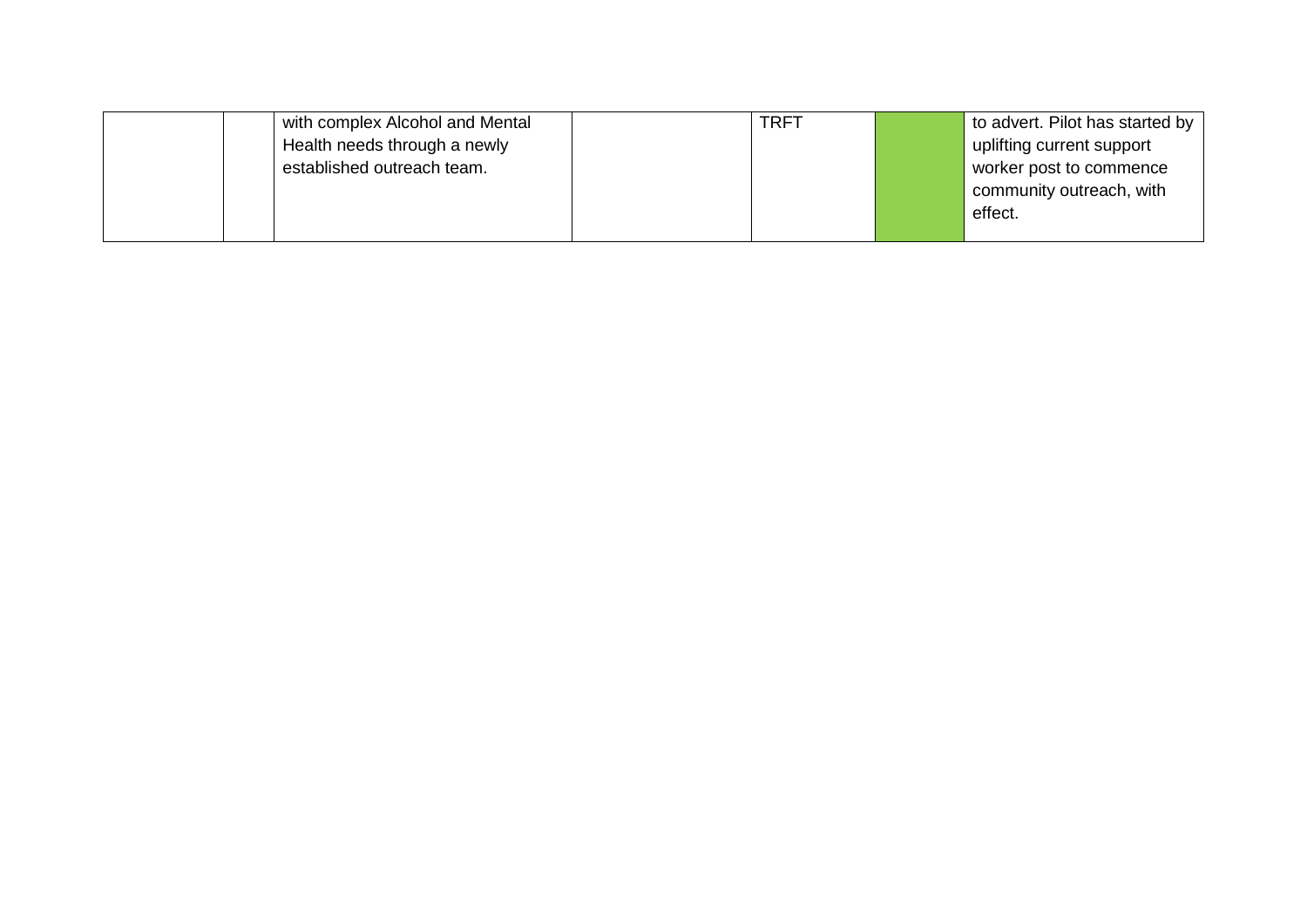|  |  |  |  |  |  |  |
|---|---|---|---|---|---|---|
|  |  | with complex Alcohol and Mental Health needs through a newly established outreach team. |  | TRFT |  | to advert. Pilot has started by uplifting current support worker post to commence community outreach, with effect. |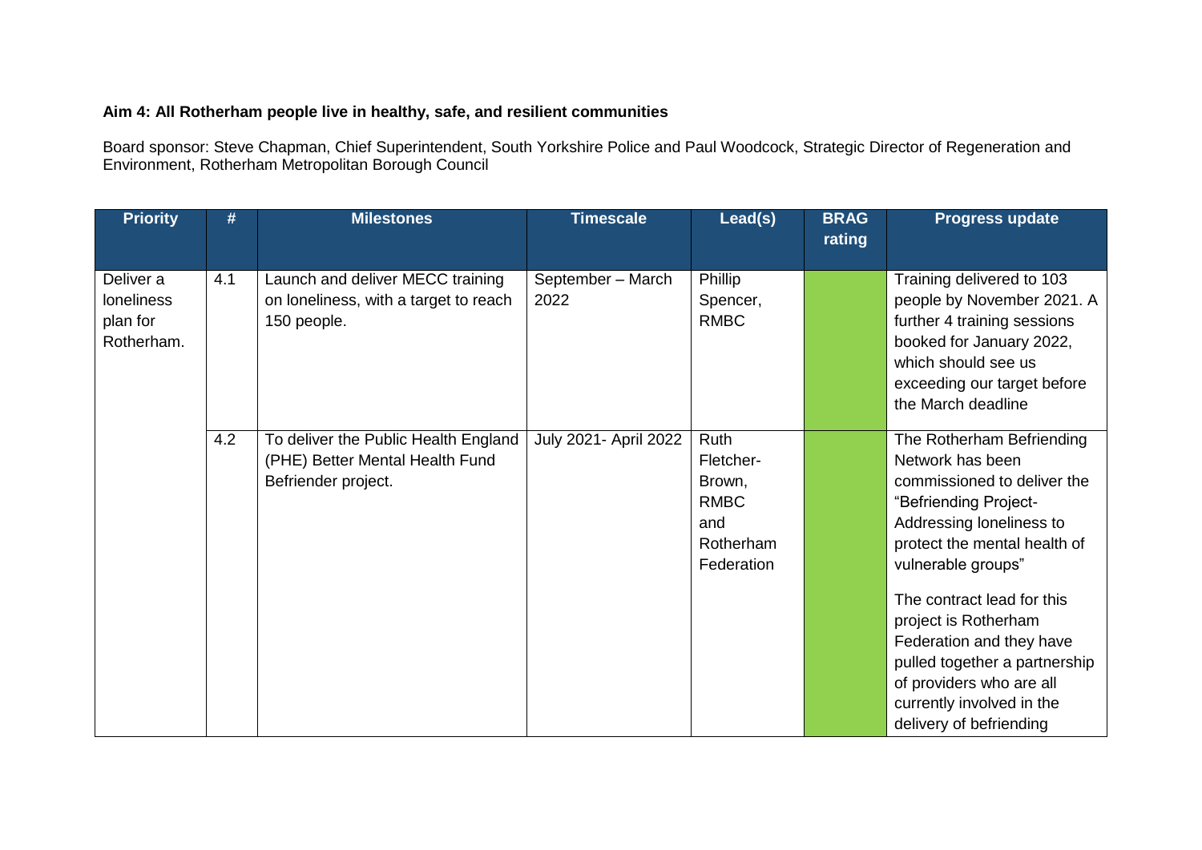**Aim 4: All Rotherham people live in healthy, safe, and resilient communities**

Board sponsor: Steve Chapman, Chief Superintendent, South Yorkshire Police and Paul Woodcock, Strategic Director of Regeneration and Environment, Rotherham Metropolitan Borough Council

| Priority | # | Milestones | Timescale | Lead(s) | BRAG rating | Progress update |
|---|---|---|---|---|---|---|
| Deliver a loneliness plan for Rotherham. | 4.1 | Launch and deliver MECC training on loneliness, with a target to reach 150 people. | September – March 2022 | Phillip Spencer, RMBC | | Training delivered to 103 people by November 2021. A further 4 training sessions booked for January 2022, which should see us exceeding our target before the March deadline |
| | 4.2 | To deliver the Public Health England (PHE) Better Mental Health Fund Befriender project. | July 2021- April 2022 | Ruth Fletcher-Brown, RMBC and Rotherham Federation | | The Rotherham Befriending Network has been commissioned to deliver the "Befriending Project- Addressing loneliness to protect the mental health of vulnerable groups"<br><br>The contract lead for this project is Rotherham Federation and they have pulled together a partnership of providers who are all currently involved in the delivery of befriending |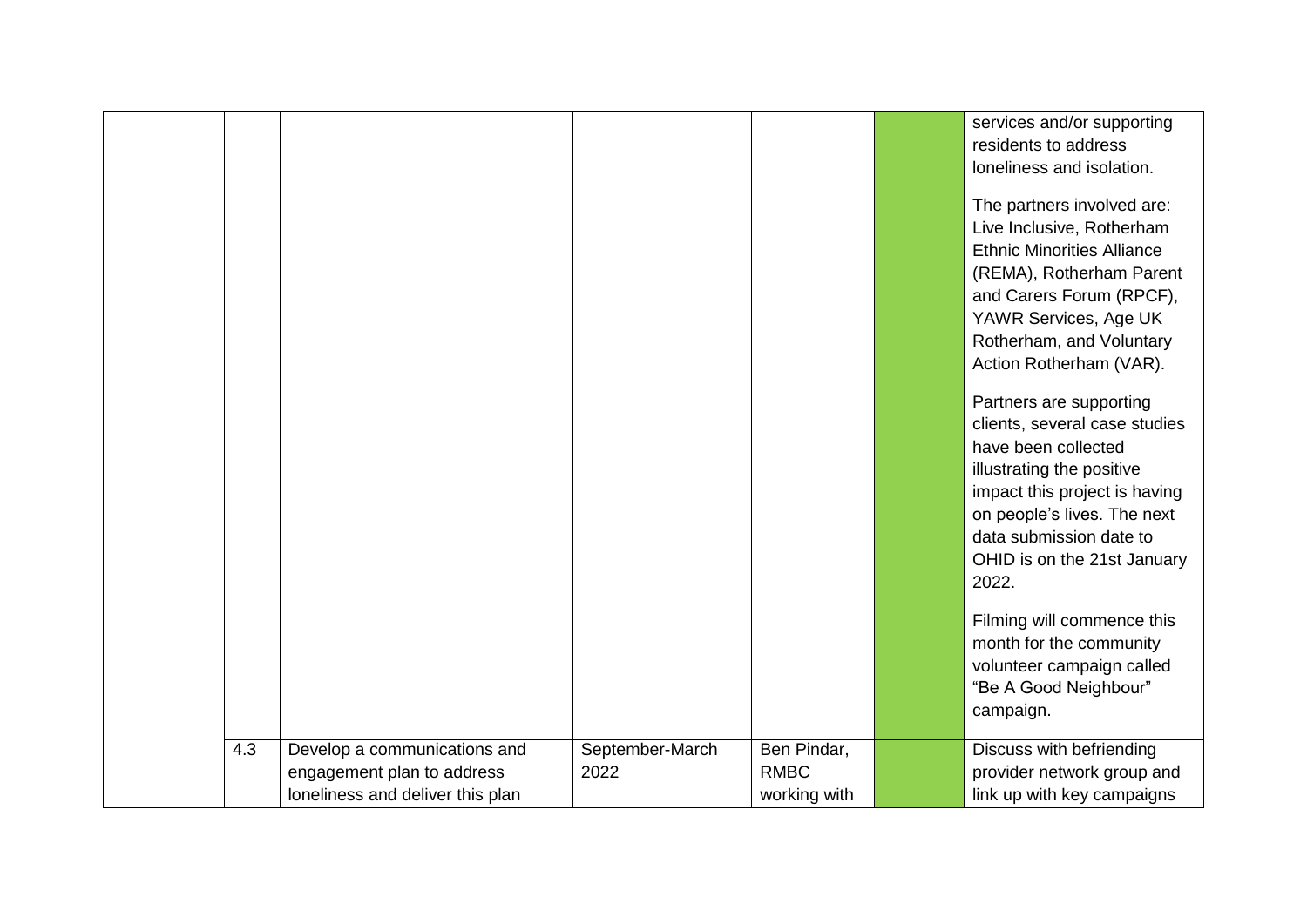| | | | | | | |
|---|---|---|---|---|---|---|
| | | | | | | services and/or supporting residents to address loneliness and isolation.<br><br>The partners involved are: Live Inclusive, Rotherham Ethnic Minorities Alliance (REMA), Rotherham Parent and Carers Forum (RPCF), YAWR Services, Age UK Rotherham, and Voluntary Action Rotherham (VAR).<br><br>Partners are supporting clients, several case studies have been collected illustrating the positive impact this project is having on people's lives. The next data submission date to OHID is on the 21st January 2022.<br><br>Filming will commence this month for the community volunteer campaign called "Be A Good Neighbour" campaign. |
| | 4.3 | Develop a communications and engagement plan to address loneliness and deliver this plan | September-March 2022 | Ben Pindar, RMBC working with | | Discuss with befriending provider network group and link up with key campaigns |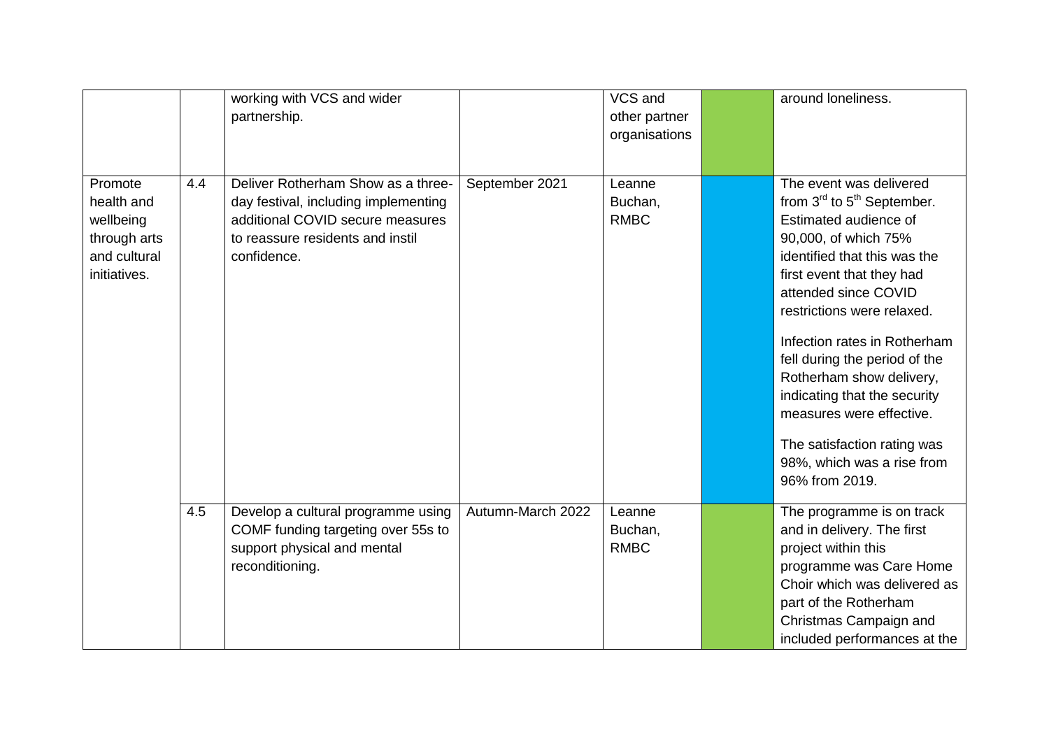| | | | | | | |
|---|---|---|---|---|---|---|
| | | working with VCS and wider partnership. | | VCS and other partner organisations | | around loneliness. |
| Promote health and wellbeing through arts and cultural initiatives. | 4.4 | Deliver Rotherham Show as a three-day festival, including implementing additional COVID secure measures to reassure residents and instil confidence. | September 2021 | Leanne Buchan, RMBC | | The event was delivered from 3rd to 5th September. Estimated audience of 90,000, of which 75% identified that this was the first event that they had attended since COVID restrictions were relaxed.<br><br>Infection rates in Rotherham fell during the period of the Rotherham show delivery, indicating that the security measures were effective.<br><br>The satisfaction rating was 98%, which was a rise from 96% from 2019. |
| | 4.5 | Develop a cultural programme using COMF funding targeting over 55s to support physical and mental reconditioning. | Autumn-March 2022 | Leanne Buchan, RMBC | | The programme is on track and in delivery. The first project within this programme was Care Home Choir which was delivered as part of the Rotherham Christmas Campaign and included performances at the |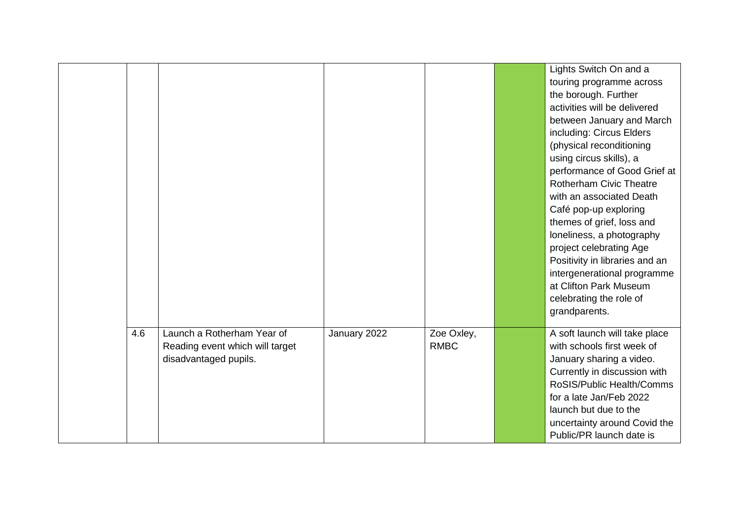| | | | | | | |
|---|---|---|---|---|---|---|
| | | | | | | Lights Switch On and a touring programme across the borough. Further activities will be delivered between January and March including: Circus Elders (physical reconditioning using circus skills), a performance of Good Grief at Rotherham Civic Theatre with an associated Death Café pop-up exploring themes of grief, loss and loneliness, a photography project celebrating Age Positivity in libraries and an intergenerational programme at Clifton Park Museum celebrating the role of grandparents. |
| | 4.6 | Launch a Rotherham Year of Reading event which will target disadvantaged pupils. | January 2022 | Zoe Oxley, RMBC | | A soft launch will take place with schools first week of January sharing a video. Currently in discussion with RoSIS/Public Health/Comms for a late Jan/Feb 2022 launch but due to the uncertainty around Covid the Public/PR launch date is |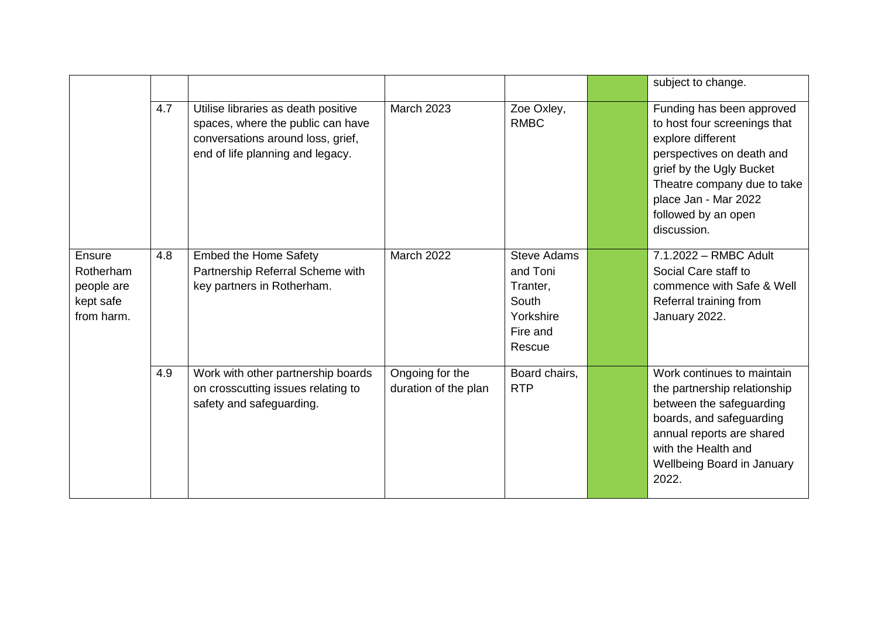| | | | | | | |
|---|---|---|---|---|---|---|
| | | | | | | subject to change. |
| | 4.7 | Utilise libraries as death positive spaces, where the public can have conversations around loss, grief, end of life planning and legacy. | March 2023 | Zoe Oxley, RMBC | | Funding has been approved to host four screenings that explore different perspectives on death and grief by the Ugly Bucket Theatre company due to take place Jan - Mar 2022 followed by an open discussion. |
| Ensure Rotherham people are kept safe from harm. | 4.8 | Embed the Home Safety Partnership Referral Scheme with key partners in Rotherham. | March 2022 | Steve Adams and Toni Tranter, South Yorkshire Fire and Rescue | | 7.1.2022 – RMBC Adult Social Care staff to commence with Safe & Well Referral training from January 2022. |
| | 4.9 | Work with other partnership boards on crosscutting issues relating to safety and safeguarding. | Ongoing for the duration of the plan | Board chairs, RTP | | Work continues to maintain the partnership relationship between the safeguarding boards, and safeguarding annual reports are shared with the Health and Wellbeing Board in January 2022. |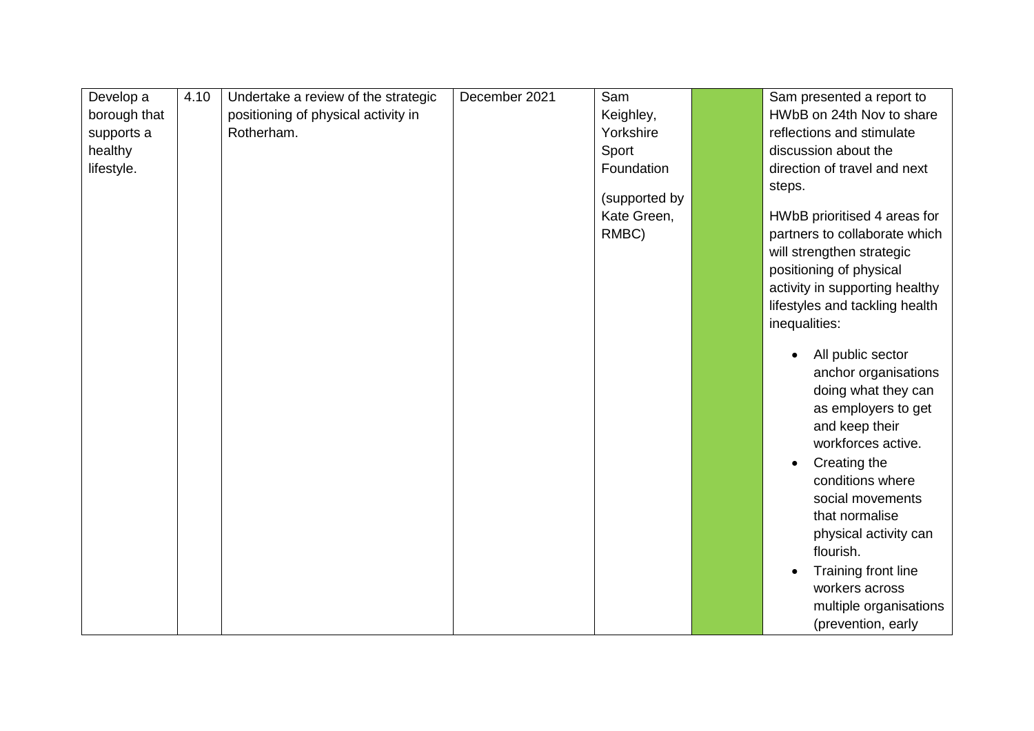| Develop a borough that supports a healthy lifestyle. | 4.10 | Undertake a review of the strategic positioning of physical activity in Rotherham. | December 2021 | Sam Keighley, Yorkshire Sport Foundation<br><br>(supported by Kate Green, RMBC) | | Sam presented a report to HWbB on 24th Nov to share reflections and stimulate discussion about the direction of travel and next steps.<br><br>HWbB prioritised 4 areas for partners to collaborate which will strengthen strategic positioning of physical activity in supporting healthy lifestyles and tackling health inequalities:<br><br>• All public sector anchor organisations doing what they can as employers to get and keep their workforces active.<br>• Creating the conditions where social movements that normalise physical activity can flourish.<br>• Training front line workers across multiple organisations (prevention, early |
|---|---|---|---|---|---|---|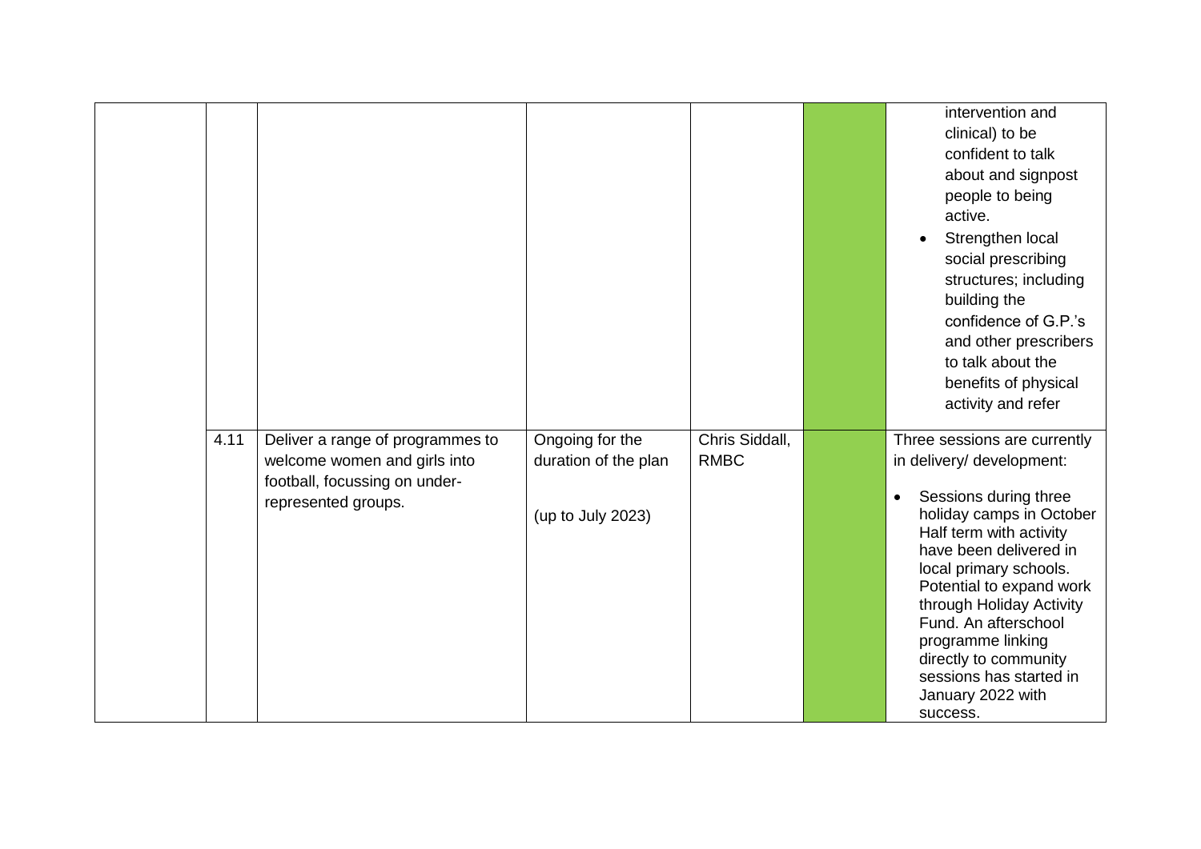| | | | | | | |
|---|---|---|---|---|---|---|
| | | | | | | intervention and clinical) to be confident to talk about and signpost people to being active.<br>• Strengthen local social prescribing structures; including building the confidence of G.P.'s and other prescribers to talk about the benefits of physical activity and refer |
| | 4.11 | Deliver a range of programmes to welcome women and girls into football, focussing on under-represented groups. | Ongoing for the duration of the plan<br><br>(up to July 2023) | Chris Siddall, RMBC | | Three sessions are currently in delivery/ development:<br>• Sessions during three holiday camps in October Half term with activity have been delivered in local primary schools. Potential to expand work through Holiday Activity Fund. An afterschool programme linking directly to community sessions has started in January 2022 with success. |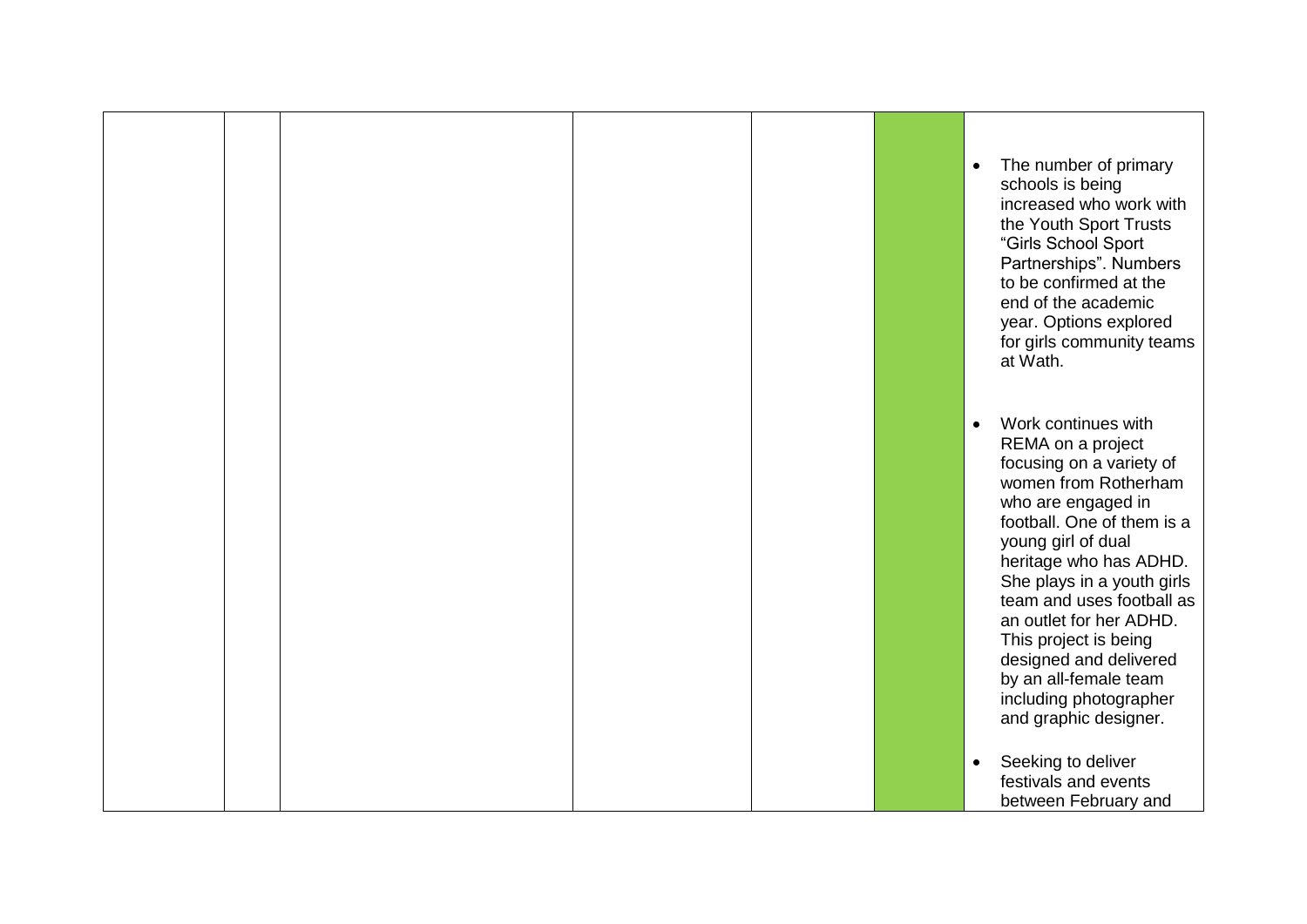|  |  |  |  |  |  |  |
|---|---|---|---|---|---|---|
|  |  |  |  |  |  | • The number of primary schools is being increased who work with the Youth Sport Trusts "Girls School Sport Partnerships". Numbers to be confirmed at the end of the academic year. Options explored for girls community teams at Wath.<br><br>• Work continues with REMA on a project focusing on a variety of women from Rotherham who are engaged in football. One of them is a young girl of dual heritage who has ADHD. She plays in a youth girls team and uses football as an outlet for her ADHD. This project is being designed and delivered by an all-female team including photographer and graphic designer.<br><br>• Seeking to deliver festivals and events between February and |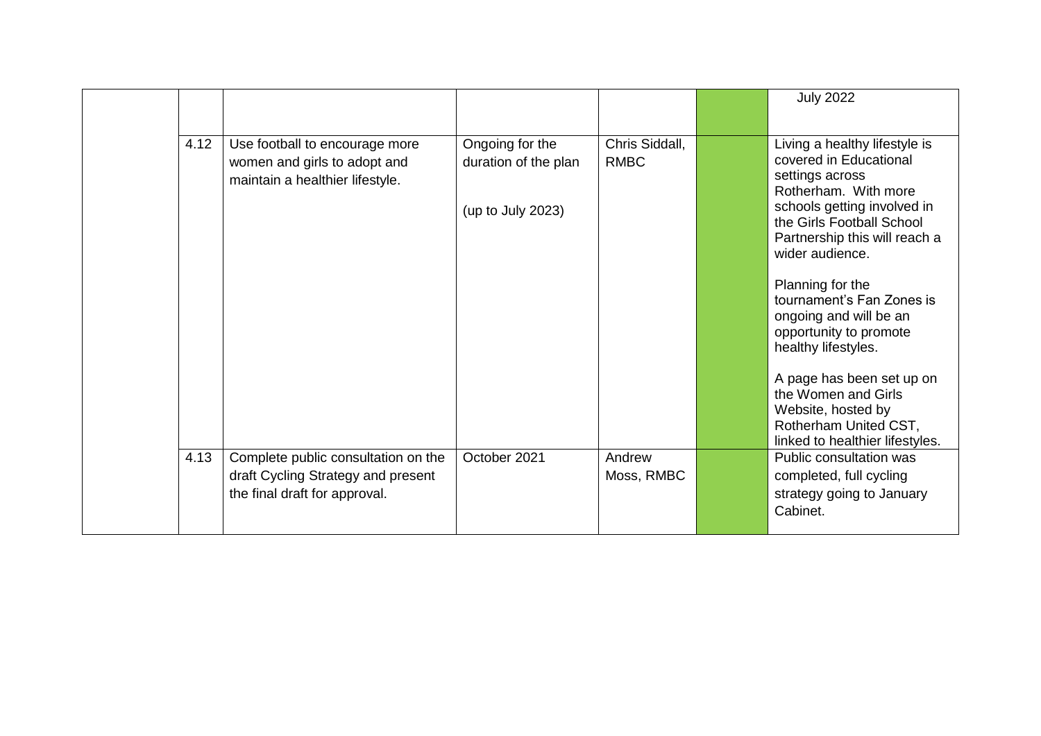|  |  |  |  |  |  |  |
|---|---|---|---|---|---|---|
|  |  |  |  |  |  | July 2022 |
|  | 4.12 | Use football to encourage more women and girls to adopt and maintain a healthier lifestyle. | Ongoing for the duration of the plan<br><br>(up to July 2023) | Chris Siddall, RMBC |  | Living a healthy lifestyle is covered in Educational settings across Rotherham. With more schools getting involved in the Girls Football School Partnership this will reach a wider audience.<br><br>Planning for the tournament's Fan Zones is ongoing and will be an opportunity to promote healthy lifestyles.<br><br>A page has been set up on the Women and Girls Website, hosted by Rotherham United CST, linked to healthier lifestyles. |
|  | 4.13 | Complete public consultation on the draft Cycling Strategy and present the final draft for approval. | October 2021 | Andrew Moss, RMBC |  | Public consultation was completed, full cycling strategy going to January Cabinet. |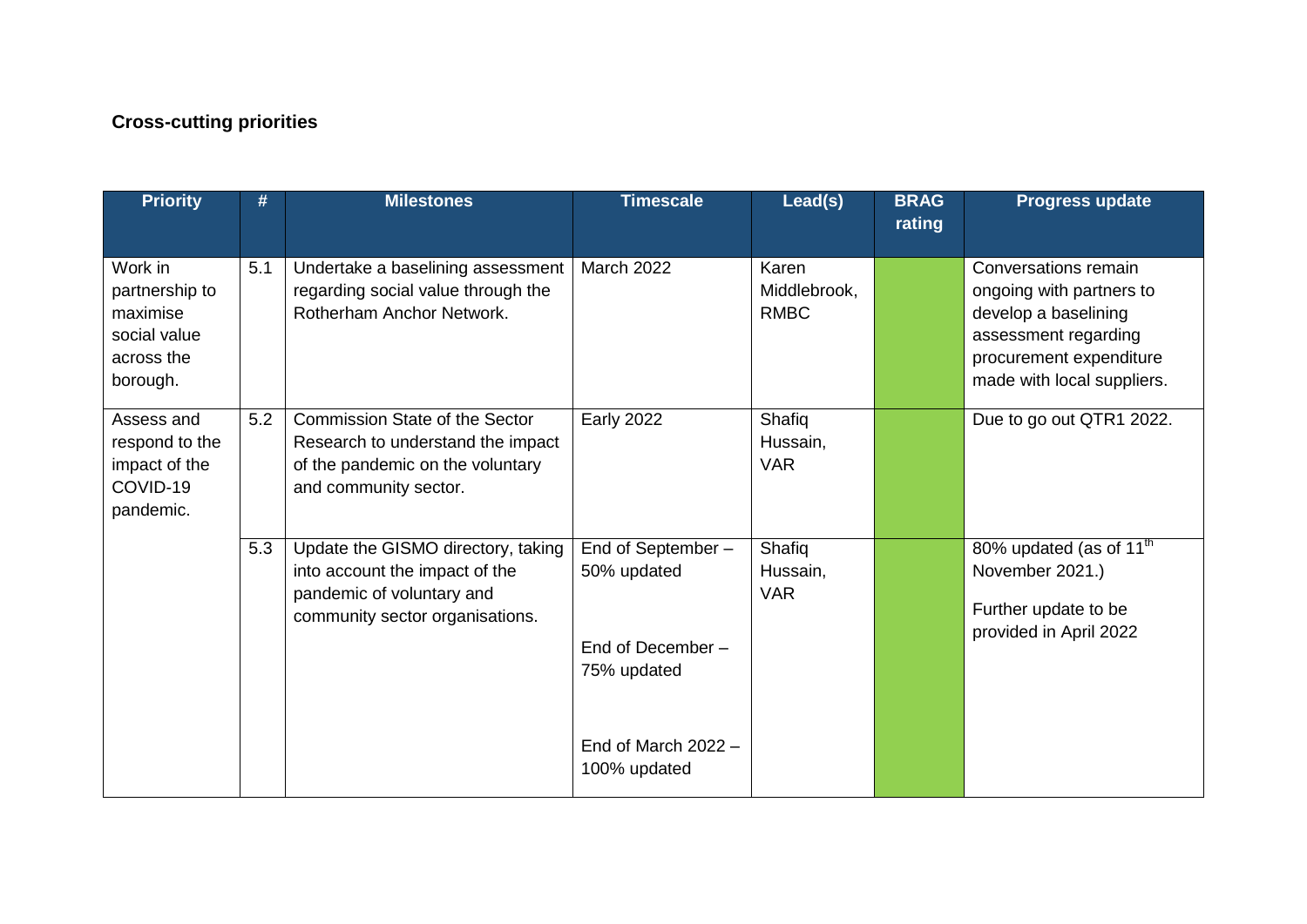**Cross-cutting priorities**

| Priority | # | Milestones | Timescale | Lead(s) | BRAG rating | Progress update |
|---|---|---|---|---|---|---|
| Work in partnership to maximise social value across the borough. | 5.1 | Undertake a baselining assessment regarding social value through the Rotherham Anchor Network. | March 2022 | Karen Middlebrook, RMBC | | Conversations remain ongoing with partners to develop a baselining assessment regarding procurement expenditure made with local suppliers. |
| Assess and respond to the impact of the COVID-19 pandemic. | 5.2 | Commission State of the Sector Research to understand the impact of the pandemic on the voluntary and community sector. | Early 2022 | Shafiq Hussain, VAR | | Due to go out QTR1 2022. |
| | 5.3 | Update the GISMO directory, taking into account the impact of the pandemic of voluntary and community sector organisations. | End of September – 50% updated<br><br>End of December – 75% updated<br><br>End of March 2022 – 100% updated | Shafiq Hussain, VAR | | 80% updated (as of 11th November 2021.)<br><br>Further update to be provided in April 2022 |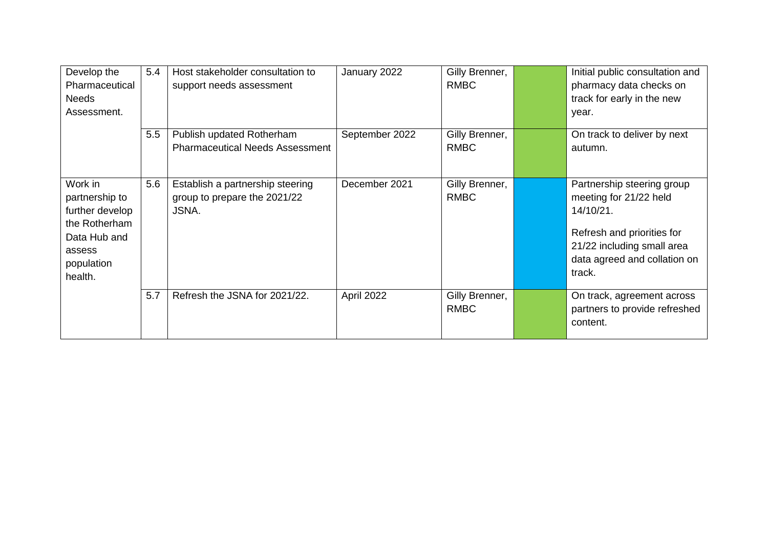| | | | | | | |
|---|---|---|---|---|---|---|
| Develop the Pharmaceutical Needs Assessment. | 5.4 | Host stakeholder consultation to support needs assessment | January 2022 | Gilly Brenner, RMBC | | Initial public consultation and pharmacy data checks on track for early in the new year. |
| | 5.5 | Publish updated Rotherham Pharmaceutical Needs Assessment | September 2022 | Gilly Brenner, RMBC | | On track to deliver by next autumn. |
| Work in partnership to further develop the Rotherham Data Hub and assess population health. | 5.6 | Establish a partnership steering group to prepare the 2021/22 JSNA. | December 2021 | Gilly Brenner, RMBC | | Partnership steering group meeting for 21/22 held 14/10/21. Refresh and priorities for 21/22 including small area data agreed and collation on track. |
| | 5.7 | Refresh the JSNA for 2021/22. | April 2022 | Gilly Brenner, RMBC | | On track, agreement across partners to provide refreshed content. |